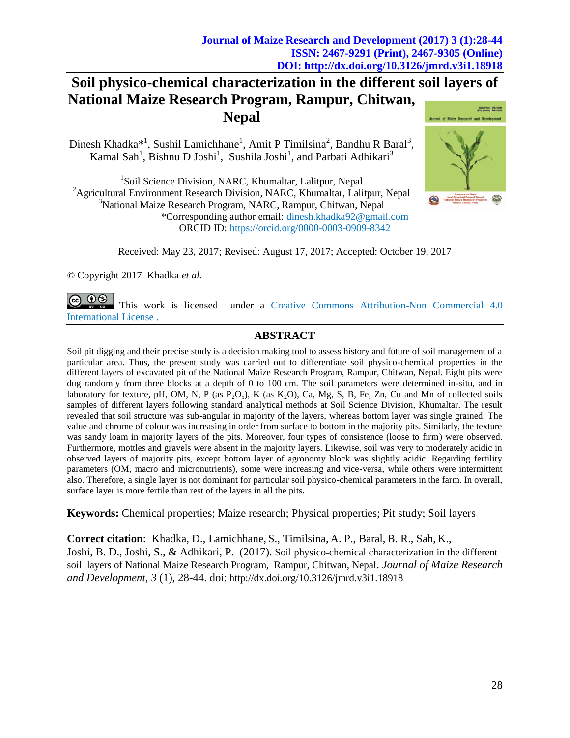Journal of Maize Research and Development (2017) 3 (1):28-44
ISSN: 2467-9291 (Print), 2467-9305 (Online)
DOI: http://dx.doi.org/10.3126/jmrd.v3i1.18918

# Soil physico-chemical characterization in the different soil layers of National Maize Research Program, Rampur, Chitwan, Nepal

Dinesh Khadka*[1], Sushil Lamichhane[1], Amit P Timilsina[2], Bandhu R Baral[3], Kamal Sah[1], Bishnu D Joshi[1], Sushila Joshi[1], and Parbati Adhikari[3]

[1]Soil Science Division, NARC, Khumaltar, Lalitpur, Nepal
[2]Agricultural Environment Research Division, NARC, Khumaltar, Lalitpur, Nepal
[3]National Maize Research Program, NARC, Rampur, Chitwan, Nepal
*Corresponding author email: dinesh.khadka92@gmail.com
ORCID ID: https://orcid.org/0000-0003-0909-8342

Received: May 23, 2017; Revised: August 17, 2017; Accepted: October 19, 2017

© Copyright 2017 Khadka *et al.*

This work is licensed under a Creative Commons Attribution-Non Commercial 4.0 International License .

## ABSTRACT

Soil pit digging and their precise study is a decision making tool to assess history and future of soil management of a particular area. Thus, the present study was carried out to differentiate soil physico-chemical properties in the different layers of excavated pit of the National Maize Research Program, Rampur, Chitwan, Nepal. Eight pits were dug randomly from three blocks at a depth of 0 to 100 cm. The soil parameters were determined in-situ, and in laboratory for texture, pH, OM, N, P (as $P_2O_5$), K (as $K_2O$), Ca, Mg, S, B, Fe, Zn, Cu and Mn of collected soils samples of different layers following standard analytical methods at Soil Science Division, Khumaltar. The result revealed that soil structure was sub-angular in majority of the layers, whereas bottom layer was single grained. The value and chrome of colour was increasing in order from surface to bottom in the majority pits. Similarly, the texture was sandy loam in majority layers of the pits. Moreover, four types of consistence (loose to firm) were observed. Furthermore, mottles and gravels were absent in the majority layers. Likewise, soil was very to moderately acidic in observed layers of majority pits, except bottom layer of agronomy block was slightly acidic. Regarding fertility parameters (OM, macro and micronutrients), some were increasing and vice-versa, while others were intermittent also. Therefore, a single layer is not dominant for particular soil physico-chemical parameters in the farm. In overall, surface layer is more fertile than rest of the layers in all the pits.

**Keywords:** Chemical properties; Maize research; Physical properties; Pit study; Soil layers

**Correct citation**: Khadka, D., Lamichhane, S., Timilsina, A. P., Baral, B. R., Sah, K., Joshi, B. D., Joshi, S., & Adhikari, P. (2017). Soil physico-chemical characterization in the different soil layers of National Maize Research Program, Rampur, Chitwan, Nepal. *Journal of Maize Research and Development*, *3* (1), 28-44. doi: http://dx.doi.org/10.3126/jmrd.v3i1.18918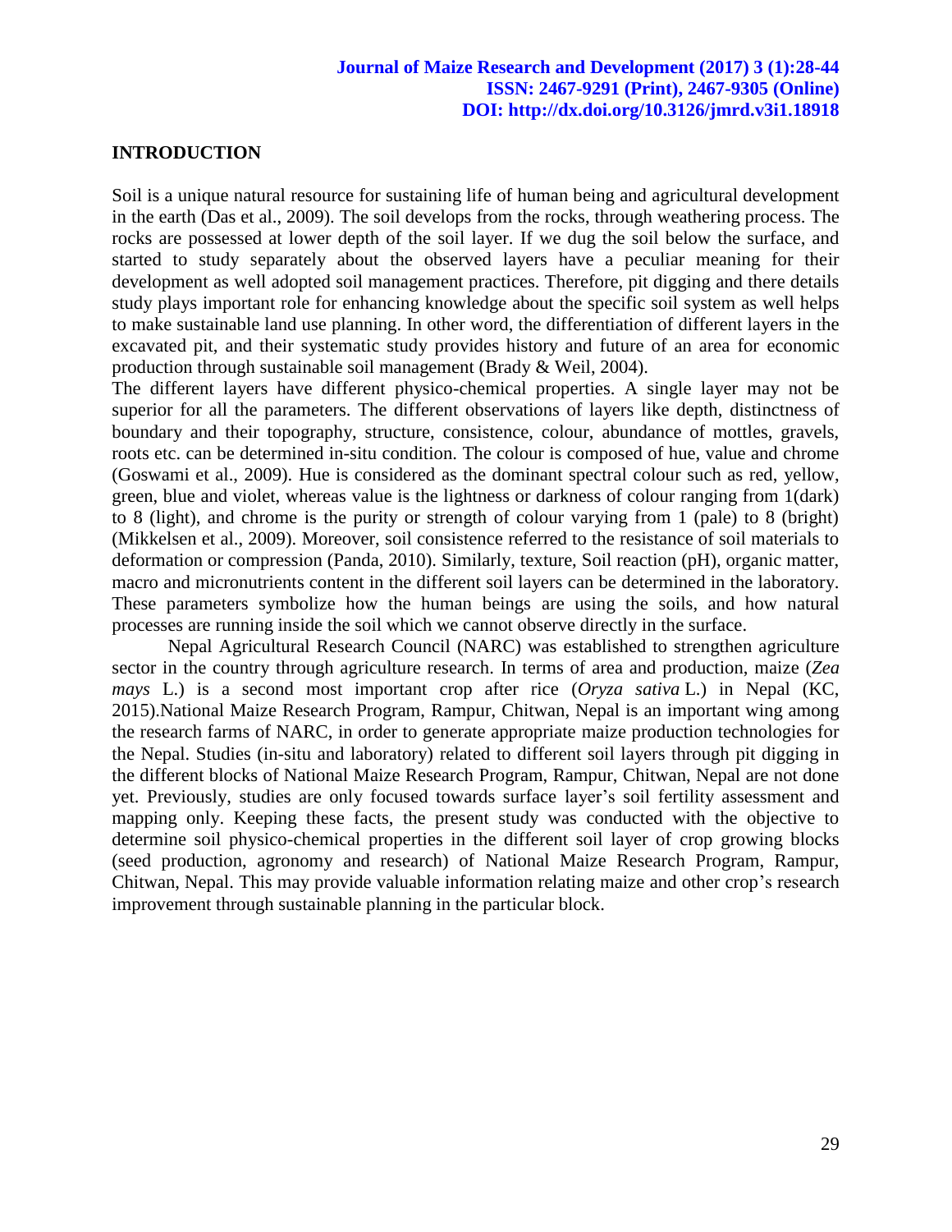## INTRODUCTION

Soil is a unique natural resource for sustaining life of human being and agricultural development in the earth (Das et al., 2009). The soil develops from the rocks, through weathering process. The rocks are possessed at lower depth of the soil layer. If we dug the soil below the surface, and started to study separately about the observed layers have a peculiar meaning for their development as well adopted soil management practices. Therefore, pit digging and there details study plays important role for enhancing knowledge about the specific soil system as well helps to make sustainable land use planning. In other word, the differentiation of different layers in the excavated pit, and their systematic study provides history and future of an area for economic production through sustainable soil management (Brady & Weil, 2004).

The different layers have different physico-chemical properties. A single layer may not be superior for all the parameters. The different observations of layers like depth, distinctness of boundary and their topography, structure, consistence, colour, abundance of mottles, gravels, roots etc. can be determined in-situ condition. The colour is composed of hue, value and chrome (Goswami et al., 2009). Hue is considered as the dominant spectral colour such as red, yellow, green, blue and violet, whereas value is the lightness or darkness of colour ranging from 1(dark) to 8 (light), and chrome is the purity or strength of colour varying from 1 (pale) to 8 (bright) (Mikkelsen et al., 2009). Moreover, soil consistence referred to the resistance of soil materials to deformation or compression (Panda, 2010). Similarly, texture, Soil reaction (pH), organic matter, macro and micronutrients content in the different soil layers can be determined in the laboratory. These parameters symbolize how the human beings are using the soils, and how natural processes are running inside the soil which we cannot observe directly in the surface.

Nepal Agricultural Research Council (NARC) was established to strengthen agriculture sector in the country through agriculture research. In terms of area and production, maize (*Zea mays* L.) is a second most important crop after rice (*Oryza sativa* L.) in Nepal (KC, 2015).National Maize Research Program, Rampur, Chitwan, Nepal is an important wing among the research farms of NARC, in order to generate appropriate maize production technologies for the Nepal. Studies (in-situ and laboratory) related to different soil layers through pit digging in the different blocks of National Maize Research Program, Rampur, Chitwan, Nepal are not done yet. Previously, studies are only focused towards surface layer's soil fertility assessment and mapping only. Keeping these facts, the present study was conducted with the objective to determine soil physico-chemical properties in the different soil layer of crop growing blocks (seed production, agronomy and research) of National Maize Research Program, Rampur, Chitwan, Nepal. This may provide valuable information relating maize and other crop's research improvement through sustainable planning in the particular block.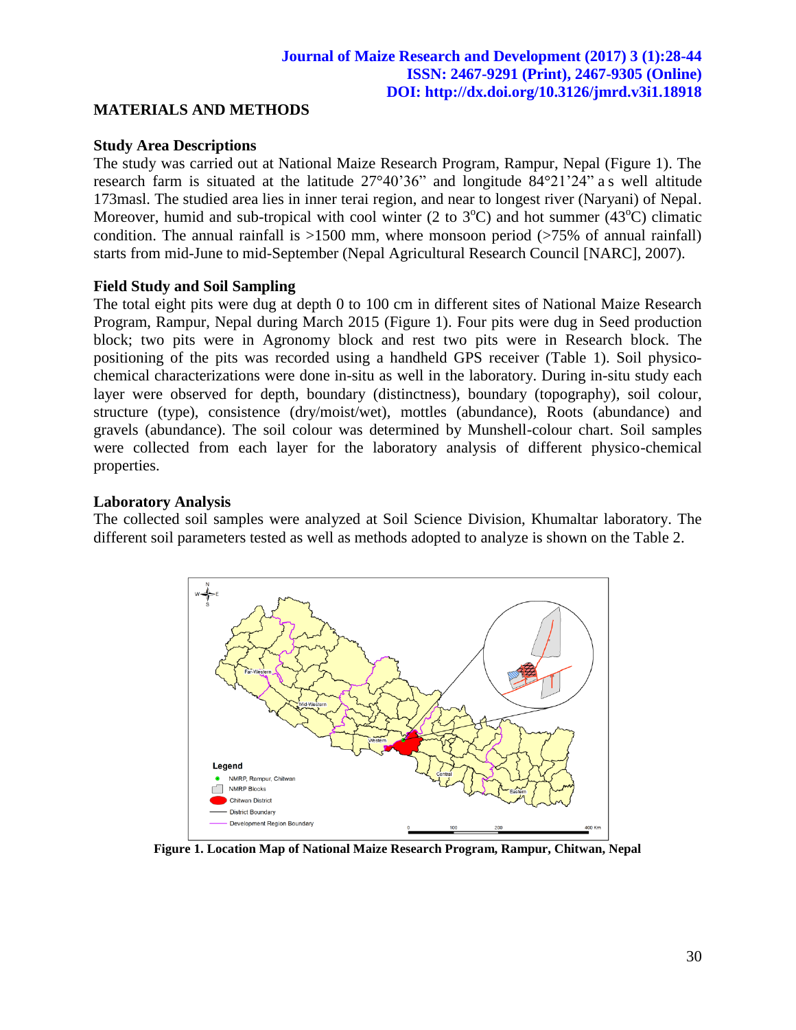## MATERIALS AND METHODS

### Study Area Descriptions

The study was carried out at National Maize Research Program, Rampur, Nepal (Figure 1). The research farm is situated at the latitude 27°40'36" and longitude 84°21'24" as well altitude 173masl. The studied area lies in inner terai region, and near to longest river (Naryani) of Nepal. Moreover, humid and sub-tropical with cool winter (2 to 3$^{o}$C) and hot summer (43$^{o}$C) climatic condition. The annual rainfall is >1500 mm, where monsoon period (>75% of annual rainfall) starts from mid-June to mid-September (Nepal Agricultural Research Council [NARC], 2007).

### Field Study and Soil Sampling

The total eight pits were dug at depth 0 to 100 cm in different sites of National Maize Research Program, Rampur, Nepal during March 2015 (Figure 1). Four pits were dug in Seed production block; two pits were in Agronomy block and rest two pits were in Research block. The positioning of the pits was recorded using a handheld GPS receiver (Table 1). Soil physico-chemical characterizations were done in-situ as well in the laboratory. During in-situ study each layer were observed for depth, boundary (distinctness), boundary (topography), soil colour, structure (type), consistence (dry/moist/wet), mottles (abundance), Roots (abundance) and gravels (abundance). The soil colour was determined by Munshell-colour chart. Soil samples were collected from each layer for the laboratory analysis of different physico-chemical properties.

### Laboratory Analysis

The collected soil samples were analyzed at Soil Science Division, Khumaltar laboratory. The different soil parameters tested as well as methods adopted to analyze is shown on the Table 2.

**Figure 1. Location Map of National Maize Research Program, Rampur, Chitwan, Nepal**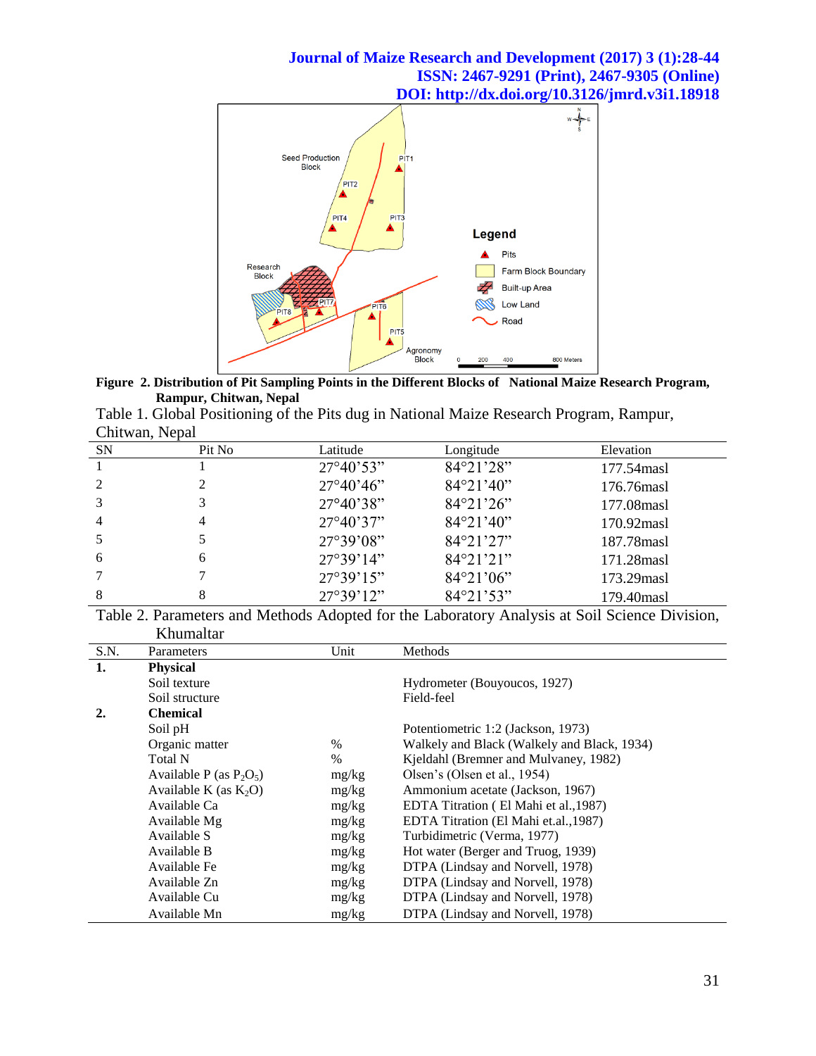**Figure 2. Distribution of Pit Sampling Points in the Different Blocks of National Maize Research Program, Rampur, Chitwan, Nepal**

Table 1. Global Positioning of the Pits dug in National Maize Research Program, Rampur, Chitwan, Nepal

| SN | Pit No | Latitude | Longitude | Elevation |
|---|---|---|---|---|
| 1 | 1 | 27°40’53” | 84°21’28” | 177.54masl |
| 2 | 2 | 27°40’46” | 84°21’40” | 176.76masl |
| 3 | 3 | 27°40’38” | 84°21’26” | 177.08masl |
| 4 | 4 | 27°40’37” | 84°21’40” | 170.92masl |
| 5 | 5 | 27°39’08” | 84°21’27” | 187.78masl |
| 6 | 6 | 27°39’14” | 84°21’21” | 171.28masl |
| 7 | 7 | 27°39’15” | 84°21’06” | 173.29masl |
| 8 | 8 | 27°39’12” | 84°21’53” | 179.40masl |

Table 2. Parameters and Methods Adopted for the Laboratory Analysis at Soil Science Division, Khumaltar

| S.N. | Parameters | Unit | Methods |
|---|---|---|---|
| **1.** | **Physical** | | |
| | Soil texture | | Hydrometer (Bouyoucos, 1927) |
| | Soil structure | | Field-feel |
| **2.** | **Chemical** | | |
| | Soil pH | | Potentiometric 1:2 (Jackson, 1973) |
| | Organic matter | % | Walkely and Black (Walkely and Black, 1934) |
| | Total N | % | Kjeldahl (Bremner and Mulvaney, 1982) |
| | Available P (as $P_2O_5$) | mg/kg | Olsen’s (Olsen et al., 1954) |
| | Available K (as $K_2O$) | mg/kg | Ammonium acetate (Jackson, 1967) |
| | Available Ca | mg/kg | EDTA Titration ( El Mahi et al.,1987) |
| | Available Mg | mg/kg | EDTA Titration (El Mahi et.al.,1987) |
| | Available S | mg/kg | Turbidimetric (Verma, 1977) |
| | Available B | mg/kg | Hot water (Berger and Truog, 1939) |
| | Available Fe | mg/kg | DTPA (Lindsay and Norvell, 1978) |
| | Available Zn | mg/kg | DTPA (Lindsay and Norvell, 1978) |
| | Available Cu | mg/kg | DTPA (Lindsay and Norvell, 1978) |
| | Available Mn | mg/kg | DTPA (Lindsay and Norvell, 1978) |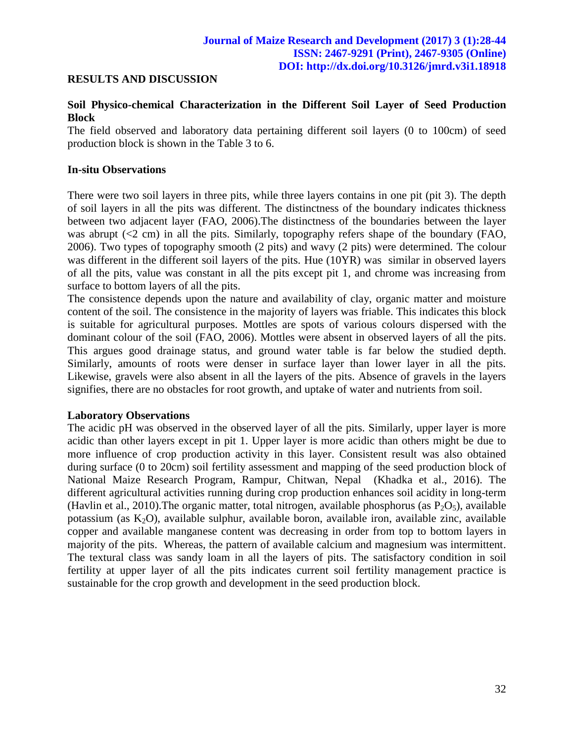## RESULTS AND DISCUSSION

### Soil Physico-chemical Characterization in the Different Soil Layer of Seed Production Block

The field observed and laboratory data pertaining different soil layers (0 to 100cm) of seed production block is shown in the Table 3 to 6.

### In-situ Observations

There were two soil layers in three pits, while three layers contains in one pit (pit 3). The depth of soil layers in all the pits was different. The distinctness of the boundary indicates thickness between two adjacent layer (FAO, 2006).The distinctness of the boundaries between the layer was abrupt (<2 cm) in all the pits. Similarly, topography refers shape of the boundary (FAO, 2006). Two types of topography smooth (2 pits) and wavy (2 pits) were determined. The colour was different in the different soil layers of the pits. Hue (10YR) was similar in observed layers of all the pits, value was constant in all the pits except pit 1, and chrome was increasing from surface to bottom layers of all the pits.

The consistence depends upon the nature and availability of clay, organic matter and moisture content of the soil. The consistence in the majority of layers was friable. This indicates this block is suitable for agricultural purposes. Mottles are spots of various colours dispersed with the dominant colour of the soil (FAO, 2006). Mottles were absent in observed layers of all the pits. This argues good drainage status, and ground water table is far below the studied depth. Similarly, amounts of roots were denser in surface layer than lower layer in all the pits. Likewise, gravels were also absent in all the layers of the pits. Absence of gravels in the layers signifies, there are no obstacles for root growth, and uptake of water and nutrients from soil.

### Laboratory Observations

The acidic pH was observed in the observed layer of all the pits. Similarly, upper layer is more acidic than other layers except in pit 1. Upper layer is more acidic than others might be due to more influence of crop production activity in this layer. Consistent result was also obtained during surface (0 to 20cm) soil fertility assessment and mapping of the seed production block of National Maize Research Program, Rampur, Chitwan, Nepal (Khadka et al., 2016). The different agricultural activities running during crop production enhances soil acidity in long-term (Havlin et al., 2010).The organic matter, total nitrogen, available phosphorus (as $P_2O_5$), available potassium (as $K_2O$), available sulphur, available boron, available iron, available zinc, available copper and available manganese content was decreasing in order from top to bottom layers in majority of the pits. Whereas, the pattern of available calcium and magnesium was intermittent. The textural class was sandy loam in all the layers of pits. The satisfactory condition in soil fertility at upper layer of all the pits indicates current soil fertility management practice is sustainable for the crop growth and development in the seed production block.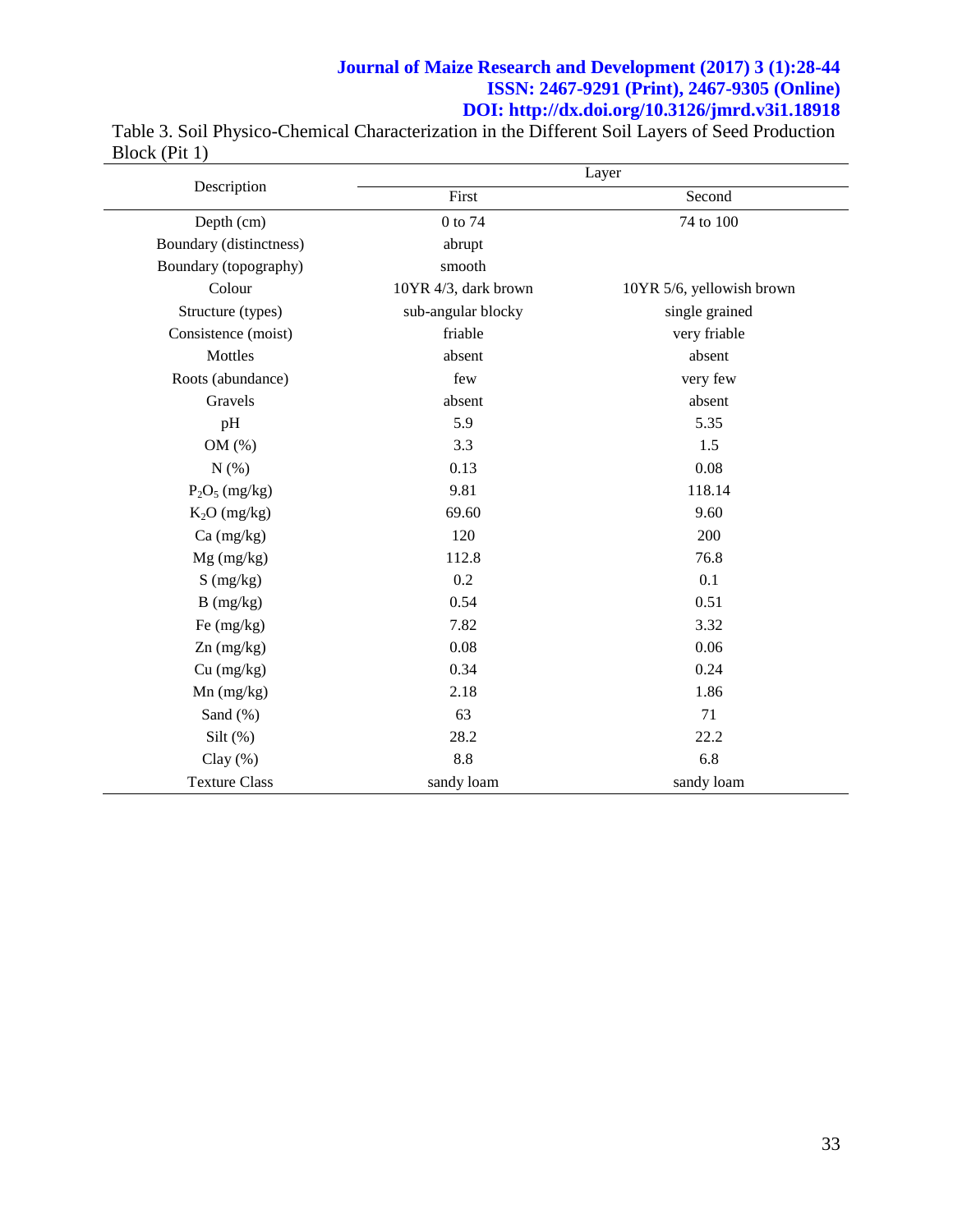Table 3. Soil Physico-Chemical Characterization in the Different Soil Layers of Seed Production Block (Pit 1)

| Description | Layer | |
|---|---|---|
| | First | Second |
| Depth (cm) | 0 to 74 | 74 to 100 |
| Boundary (distinctness) | abrupt | |
| Boundary (topography) | smooth | |
| Colour | 10YR 4/3, dark brown | 10YR 5/6, yellowish brown |
| Structure (types) | sub-angular blocky | single grained |
| Consistence (moist) | friable | very friable |
| Mottles | absent | absent |
| Roots (abundance) | few | very few |
| Gravels | absent | absent |
| pH | 5.9 | 5.35 |
| OM (%) | 3.3 | 1.5 |
| N (%) | 0.13 | 0.08 |
| $P_2O_5$ (mg/kg) | 9.81 | 118.14 |
| $K_2O$ (mg/kg) | 69.60 | 9.60 |
| Ca (mg/kg) | 120 | 200 |
| Mg (mg/kg) | 112.8 | 76.8 |
| S (mg/kg) | 0.2 | 0.1 |
| B (mg/kg) | 0.54 | 0.51 |
| Fe (mg/kg) | 7.82 | 3.32 |
| Zn (mg/kg) | 0.08 | 0.06 |
| Cu (mg/kg) | 0.34 | 0.24 |
| Mn (mg/kg) | 2.18 | 1.86 |
| Sand (%) | 63 | 71 |
| Silt (%) | 28.2 | 22.2 |
| Clay (%) | 8.8 | 6.8 |
| Texture Class | sandy loam | sandy loam |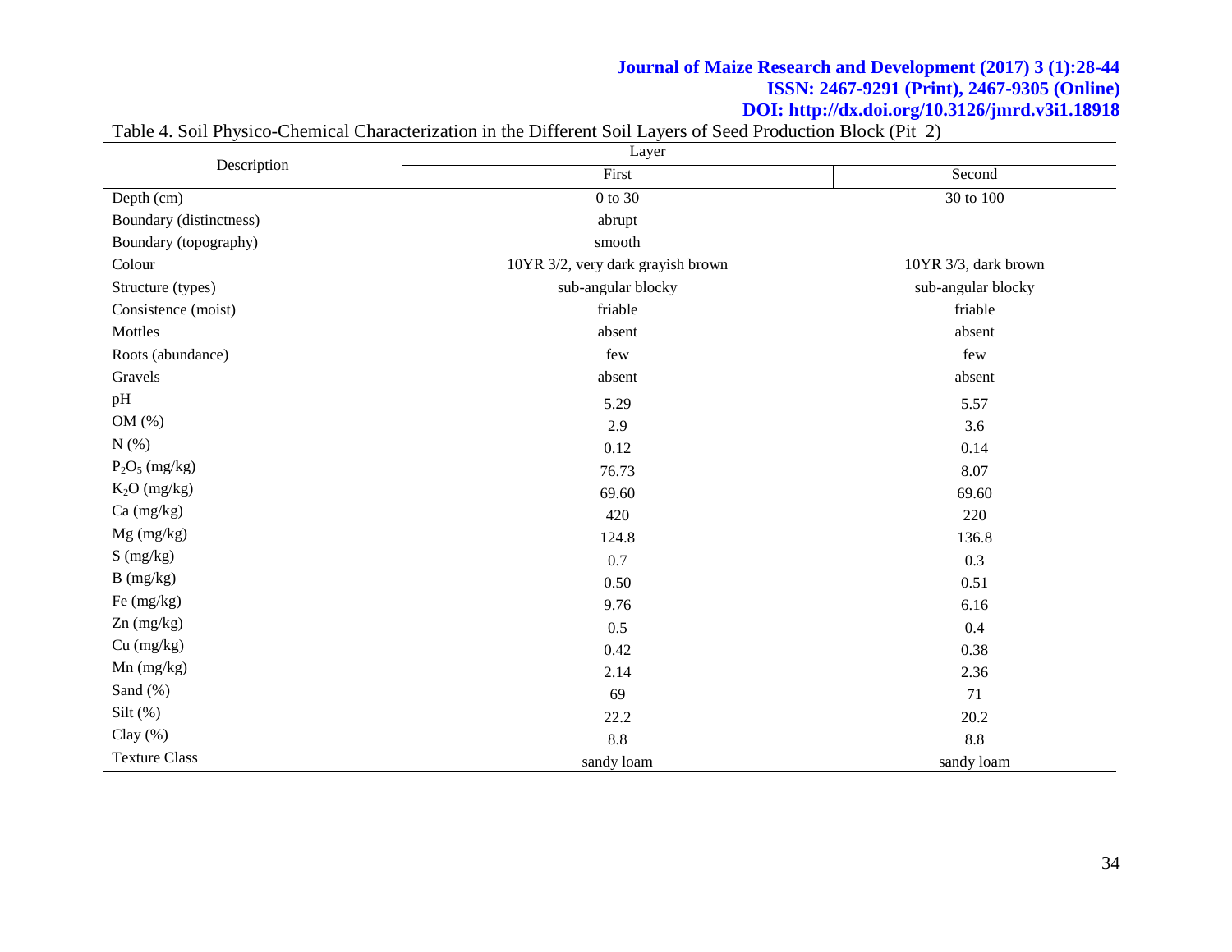Table 4. Soil Physico-Chemical Characterization in the Different Soil Layers of Seed Production Block (Pit 2)

| Description | Layer | |
|---|---|---|
| | First | Second |
| Depth (cm) | 0 to 30 | 30 to 100 |
| Boundary (distinctness) | abrupt | |
| Boundary (topography) | smooth | |
| Colour | 10YR 3/2, very dark grayish brown | 10YR 3/3, dark brown |
| Structure (types) | sub-angular blocky | sub-angular blocky |
| Consistence (moist) | friable | friable |
| Mottles | absent | absent |
| Roots (abundance) | few | few |
| Gravels | absent | absent |
| pH | 5.29 | 5.57 |
| OM (%) | 2.9 | 3.6 |
| N (%) | 0.12 | 0.14 |
| $P_2O_5$ (mg/kg) | 76.73 | 8.07 |
| $K_2O$ (mg/kg) | 69.60 | 69.60 |
| Ca (mg/kg) | 420 | 220 |
| Mg (mg/kg) | 124.8 | 136.8 |
| S (mg/kg) | 0.7 | 0.3 |
| B (mg/kg) | 0.50 | 0.51 |
| Fe (mg/kg) | 9.76 | 6.16 |
| Zn (mg/kg) | 0.5 | 0.4 |
| Cu (mg/kg) | 0.42 | 0.38 |
| Mn (mg/kg) | 2.14 | 2.36 |
| Sand (%) | 69 | 71 |
| Silt (%) | 22.2 | 20.2 |
| Clay (%) | 8.8 | 8.8 |
| Texture Class | sandy loam | sandy loam |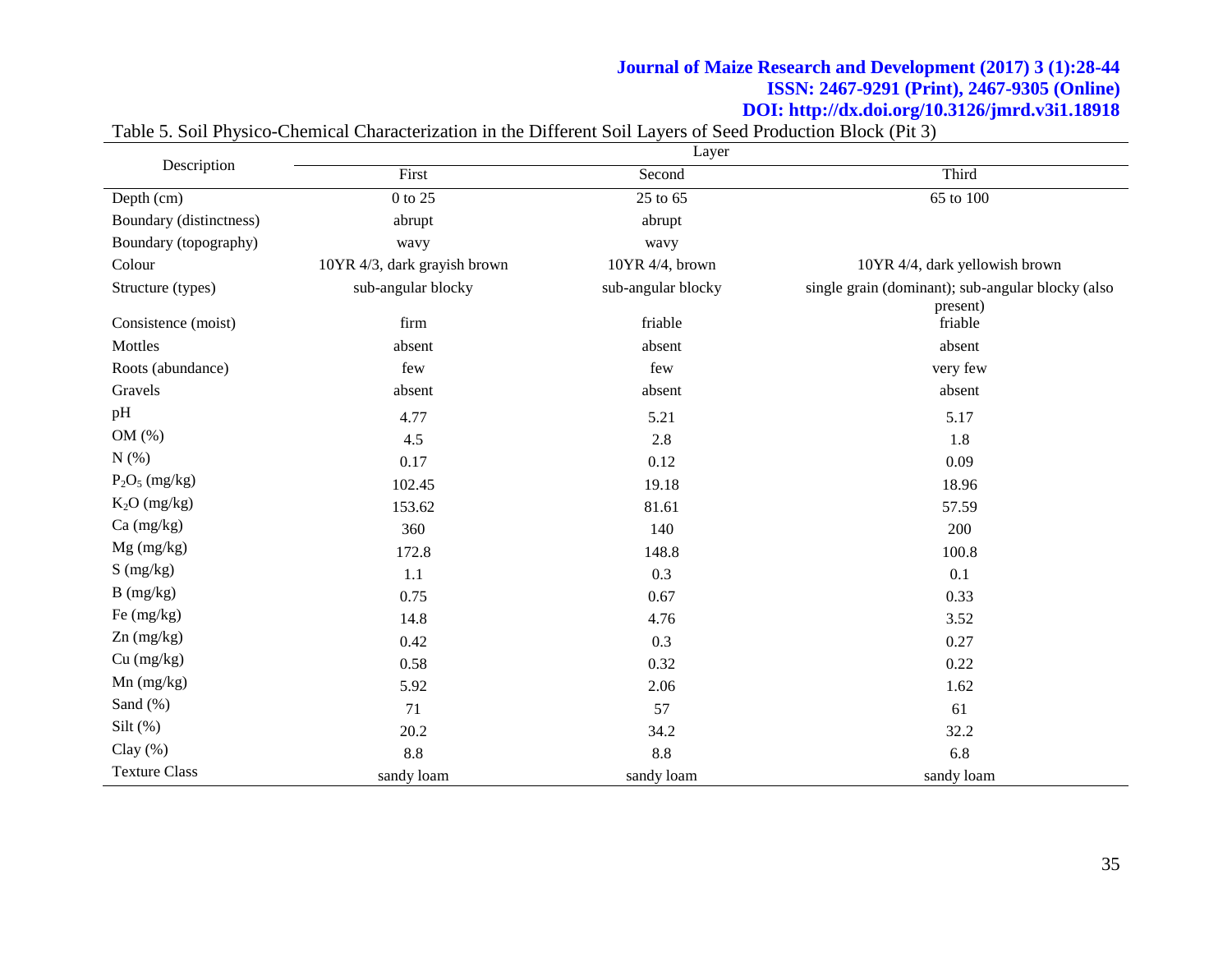Table 5. Soil Physico-Chemical Characterization in the Different Soil Layers of Seed Production Block (Pit 3)

| Description | Layer | | |
|---|---|---|---|
| | First | Second | Third |
| Depth (cm) | 0 to 25 | 25 to 65 | 65 to 100 |
| Boundary (distinctness) | abrupt | abrupt | |
| Boundary (topography) | wavy | wavy | |
| Colour | 10YR 4/3, dark grayish brown | 10YR 4/4, brown | 10YR 4/4, dark yellowish brown |
| Structure (types) | sub-angular blocky | sub-angular blocky | single grain (dominant); sub-angular blocky (also present) |
| Consistence (moist) | firm | friable | friable |
| Mottles | absent | absent | absent |
| Roots (abundance) | few | few | very few |
| Gravels | absent | absent | absent |
| pH | 4.77 | 5.21 | 5.17 |
| OM (%) | 4.5 | 2.8 | 1.8 |
| N (%) | 0.17 | 0.12 | 0.09 |
| $P_2O_5$ (mg/kg) | 102.45 | 19.18 | 18.96 |
| $K_2O$ (mg/kg) | 153.62 | 81.61 | 57.59 |
| Ca (mg/kg) | 360 | 140 | 200 |
| Mg (mg/kg) | 172.8 | 148.8 | 100.8 |
| S (mg/kg) | 1.1 | 0.3 | 0.1 |
| B (mg/kg) | 0.75 | 0.67 | 0.33 |
| Fe (mg/kg) | 14.8 | 4.76 | 3.52 |
| Zn (mg/kg) | 0.42 | 0.3 | 0.27 |
| Cu (mg/kg) | 0.58 | 0.32 | 0.22 |
| Mn (mg/kg) | 5.92 | 2.06 | 1.62 |
| Sand (%) | 71 | 57 | 61 |
| Silt (%) | 20.2 | 34.2 | 32.2 |
| Clay (%) | 8.8 | 8.8 | 6.8 |
| Texture Class | sandy loam | sandy loam | sandy loam |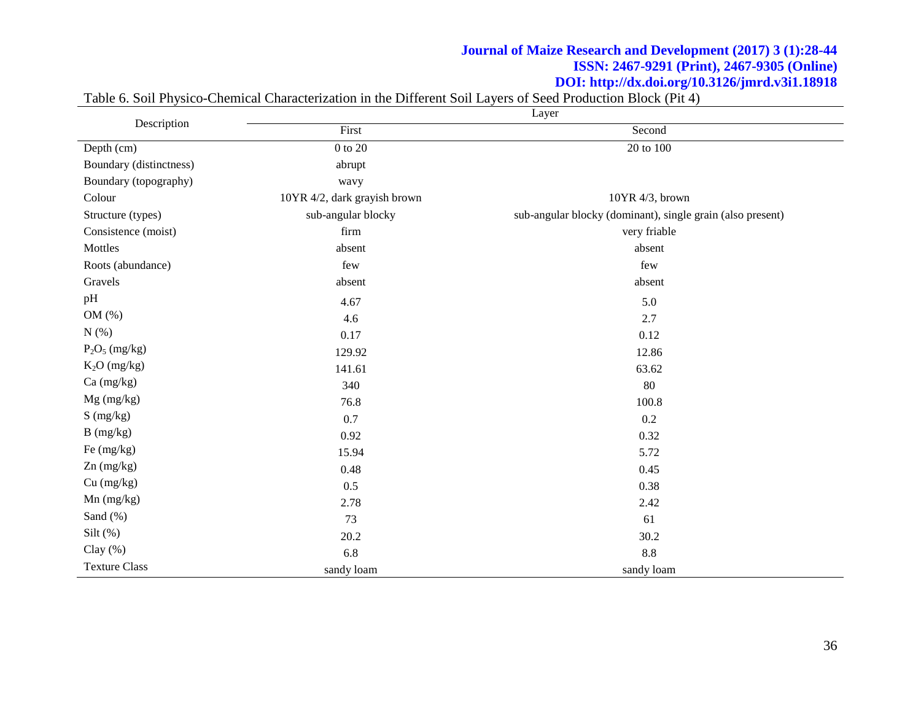Table 6. Soil Physico-Chemical Characterization in the Different Soil Layers of Seed Production Block (Pit 4)

| Description | Layer | |
|---|---|---|
| | First | Second |
| Depth (cm) | 0 to 20 | 20 to 100 |
| Boundary (distinctness) | abrupt | |
| Boundary (topography) | wavy | |
| Colour | 10YR 4/2, dark grayish brown | 10YR 4/3, brown |
| Structure (types) | sub-angular blocky | sub-angular blocky (dominant), single grain (also present) |
| Consistence (moist) | firm | very friable |
| Mottles | absent | absent |
| Roots (abundance) | few | few |
| Gravels | absent | absent |
| pH | 4.67 | 5.0 |
| OM (%) | 4.6 | 2.7 |
| N (%) | 0.17 | 0.12 |
| $P_2O_5$ (mg/kg) | 129.92 | 12.86 |
| $K_2O$ (mg/kg) | 141.61 | 63.62 |
| Ca (mg/kg) | 340 | 80 |
| Mg (mg/kg) | 76.8 | 100.8 |
| S (mg/kg) | 0.7 | 0.2 |
| B (mg/kg) | 0.92 | 0.32 |
| Fe (mg/kg) | 15.94 | 5.72 |
| Zn (mg/kg) | 0.48 | 0.45 |
| Cu (mg/kg) | 0.5 | 0.38 |
| Mn (mg/kg) | 2.78 | 2.42 |
| Sand (%) | 73 | 61 |
| Silt (%) | 20.2 | 30.2 |
| Clay (%) | 6.8 | 8.8 |
| Texture Class | sandy loam | sandy loam |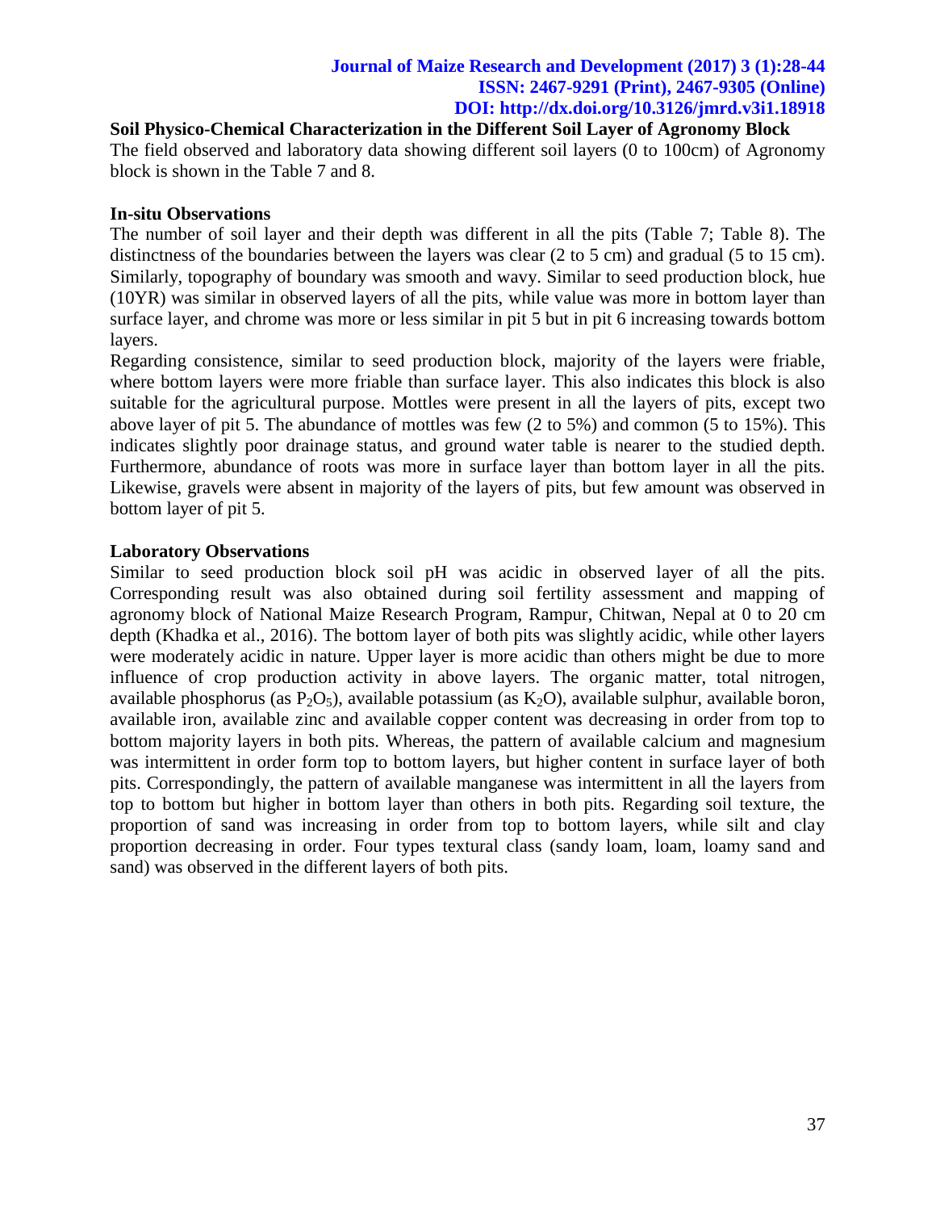**Soil Physico-Chemical Characterization in the Different Soil Layer of Agronomy Block**

The field observed and laboratory data showing different soil layers (0 to 100cm) of Agronomy block is shown in the Table 7 and 8.

**In-situ Observations**

The number of soil layer and their depth was different in all the pits (Table 7; Table 8). The distinctness of the boundaries between the layers was clear (2 to 5 cm) and gradual (5 to 15 cm). Similarly, topography of boundary was smooth and wavy. Similar to seed production block, hue (10YR) was similar in observed layers of all the pits, while value was more in bottom layer than surface layer, and chrome was more or less similar in pit 5 but in pit 6 increasing towards bottom layers.

Regarding consistence, similar to seed production block, majority of the layers were friable, where bottom layers were more friable than surface layer. This also indicates this block is also suitable for the agricultural purpose. Mottles were present in all the layers of pits, except two above layer of pit 5. The abundance of mottles was few (2 to 5%) and common (5 to 15%). This indicates slightly poor drainage status, and ground water table is nearer to the studied depth. Furthermore, abundance of roots was more in surface layer than bottom layer in all the pits. Likewise, gravels were absent in majority of the layers of pits, but few amount was observed in bottom layer of pit 5.

**Laboratory Observations**

Similar to seed production block soil pH was acidic in observed layer of all the pits. Corresponding result was also obtained during soil fertility assessment and mapping of agronomy block of National Maize Research Program, Rampur, Chitwan, Nepal at 0 to 20 cm depth (Khadka et al., 2016). The bottom layer of both pits was slightly acidic, while other layers were moderately acidic in nature. Upper layer is more acidic than others might be due to more influence of crop production activity in above layers. The organic matter, total nitrogen, available phosphorus (as $P_2O_5$), available potassium (as $K_2O$), available sulphur, available boron, available iron, available zinc and available copper content was decreasing in order from top to bottom majority layers in both pits. Whereas, the pattern of available calcium and magnesium was intermittent in order form top to bottom layers, but higher content in surface layer of both pits. Correspondingly, the pattern of available manganese was intermittent in all the layers from top to bottom but higher in bottom layer than others in both pits. Regarding soil texture, the proportion of sand was increasing in order from top to bottom layers, while silt and clay proportion decreasing in order. Four types textural class (sandy loam, loam, loamy sand and sand) was observed in the different layers of both pits.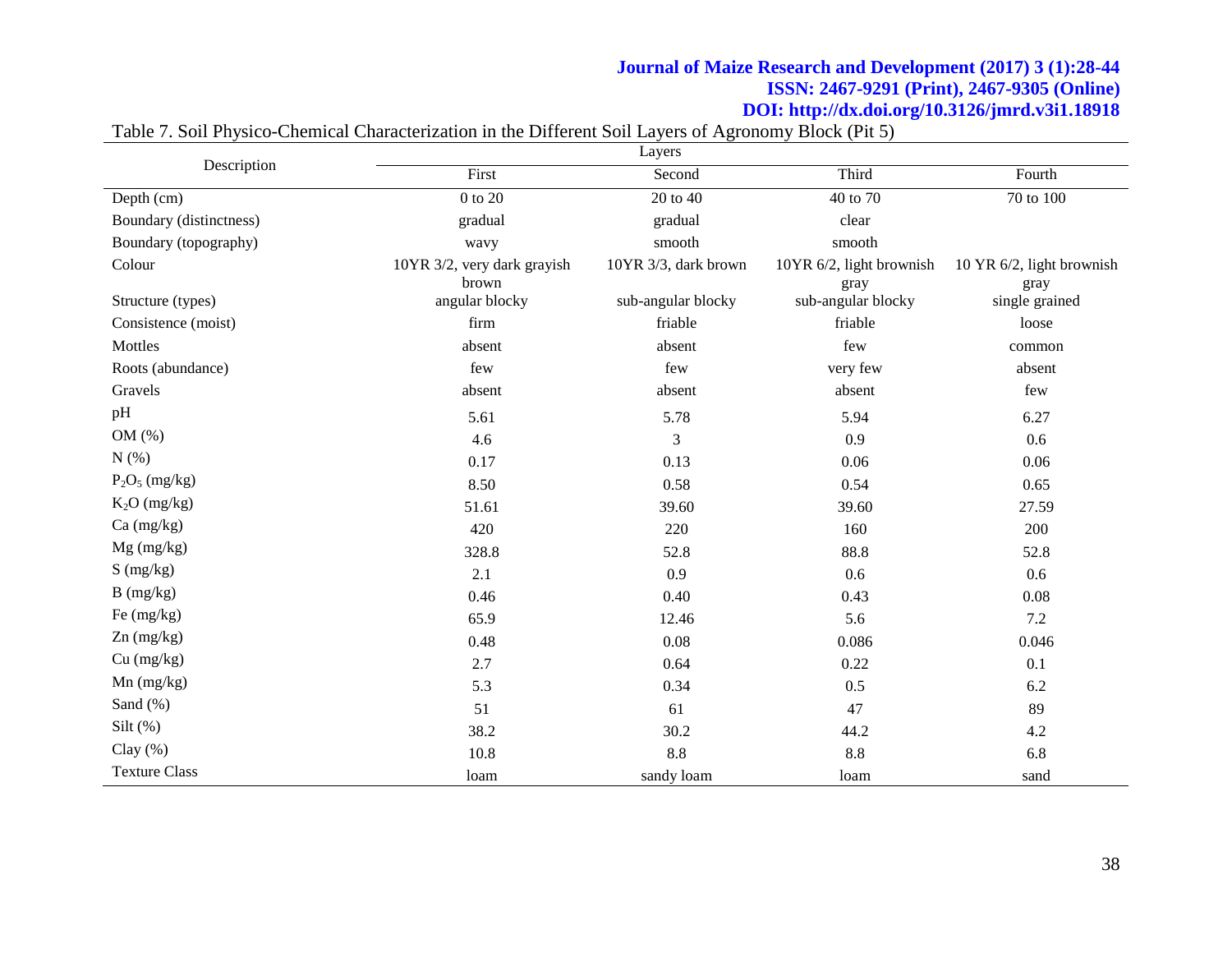Table 7. Soil Physico-Chemical Characterization in the Different Soil Layers of Agronomy Block (Pit 5)

| Description | Layers | | | |
|---|---|---|---|---|
| | First | Second | Third | Fourth |
| Depth (cm) | 0 to 20 | 20 to 40 | 40 to 70 | 70 to 100 |
| Boundary (distinctness) | gradual | gradual | clear | |
| Boundary (topography) | wavy | smooth | smooth | |
| Colour | 10YR 3/2, very dark grayish brown | 10YR 3/3, dark brown | 10YR 6/2, light brownish gray | 10 YR 6/2, light brownish gray |
| Structure (types) | angular blocky | sub-angular blocky | sub-angular blocky | single grained |
| Consistence (moist) | firm | friable | friable | loose |
| Mottles | absent | absent | few | common |
| Roots (abundance) | few | few | very few | absent |
| Gravels | absent | absent | absent | few |
| pH | 5.61 | 5.78 | 5.94 | 6.27 |
| OM (%) | 4.6 | 3 | 0.9 | 0.6 |
| N (%) | 0.17 | 0.13 | 0.06 | 0.06 |
| $P_2O_5$ (mg/kg) | 8.50 | 0.58 | 0.54 | 0.65 |
| $K_2O$ (mg/kg) | 51.61 | 39.60 | 39.60 | 27.59 |
| Ca (mg/kg) | 420 | 220 | 160 | 200 |
| Mg (mg/kg) | 328.8 | 52.8 | 88.8 | 52.8 |
| S (mg/kg) | 2.1 | 0.9 | 0.6 | 0.6 |
| B (mg/kg) | 0.46 | 0.40 | 0.43 | 0.08 |
| Fe (mg/kg) | 65.9 | 12.46 | 5.6 | 7.2 |
| Zn (mg/kg) | 0.48 | 0.08 | 0.086 | 0.046 |
| Cu (mg/kg) | 2.7 | 0.64 | 0.22 | 0.1 |
| Mn (mg/kg) | 5.3 | 0.34 | 0.5 | 6.2 |
| Sand (%) | 51 | 61 | 47 | 89 |
| Silt (%) | 38.2 | 30.2 | 44.2 | 4.2 |
| Clay (%) | 10.8 | 8.8 | 8.8 | 6.8 |
| Texture Class | loam | sandy loam | loam | sand |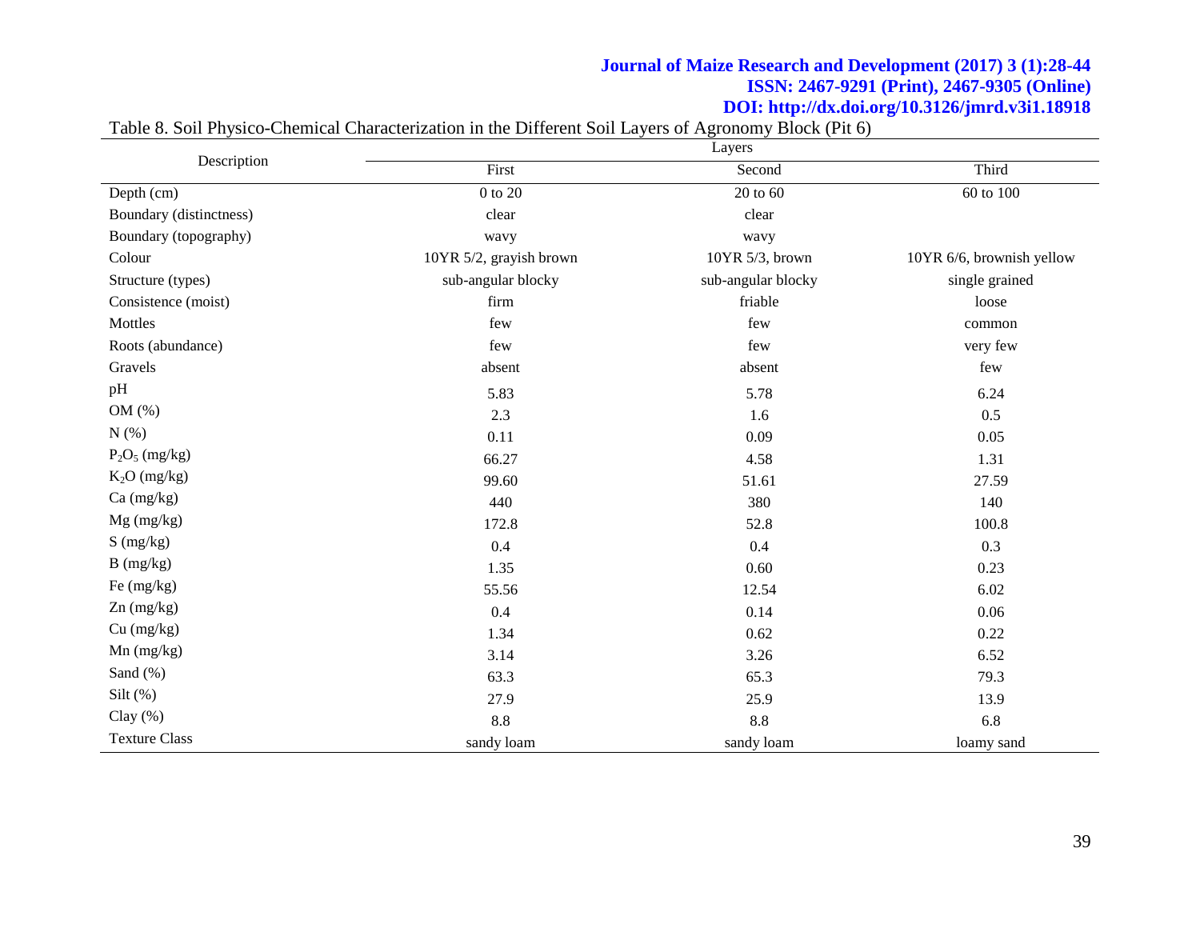Table 8. Soil Physico-Chemical Characterization in the Different Soil Layers of Agronomy Block (Pit 6)

| Description | Layers | | |
|---|---|---|---|
| | First | Second | Third |
| Depth (cm) | 0 to 20 | 20 to 60 | 60 to 100 |
| Boundary (distinctness) | clear | clear | |
| Boundary (topography) | wavy | wavy | |
| Colour | 10YR 5/2, grayish brown | 10YR 5/3, brown | 10YR 6/6, brownish yellow |
| Structure (types) | sub-angular blocky | sub-angular blocky | single grained |
| Consistence (moist) | firm | friable | loose |
| Mottles | few | few | common |
| Roots (abundance) | few | few | very few |
| Gravels | absent | absent | few |
| pH | 5.83 | 5.78 | 6.24 |
| OM (%) | 2.3 | 1.6 | 0.5 |
| N (%) | 0.11 | 0.09 | 0.05 |
| $P_2O_5$ (mg/kg) | 66.27 | 4.58 | 1.31 |
| $K_2O$ (mg/kg) | 99.60 | 51.61 | 27.59 |
| Ca (mg/kg) | 440 | 380 | 140 |
| Mg (mg/kg) | 172.8 | 52.8 | 100.8 |
| S (mg/kg) | 0.4 | 0.4 | 0.3 |
| B (mg/kg) | 1.35 | 0.60 | 0.23 |
| Fe (mg/kg) | 55.56 | 12.54 | 6.02 |
| Zn (mg/kg) | 0.4 | 0.14 | 0.06 |
| Cu (mg/kg) | 1.34 | 0.62 | 0.22 |
| Mn (mg/kg) | 3.14 | 3.26 | 6.52 |
| Sand (%) | 63.3 | 65.3 | 79.3 |
| Silt (%) | 27.9 | 25.9 | 13.9 |
| Clay (%) | 8.8 | 8.8 | 6.8 |
| Texture Class | sandy loam | sandy loam | loamy sand |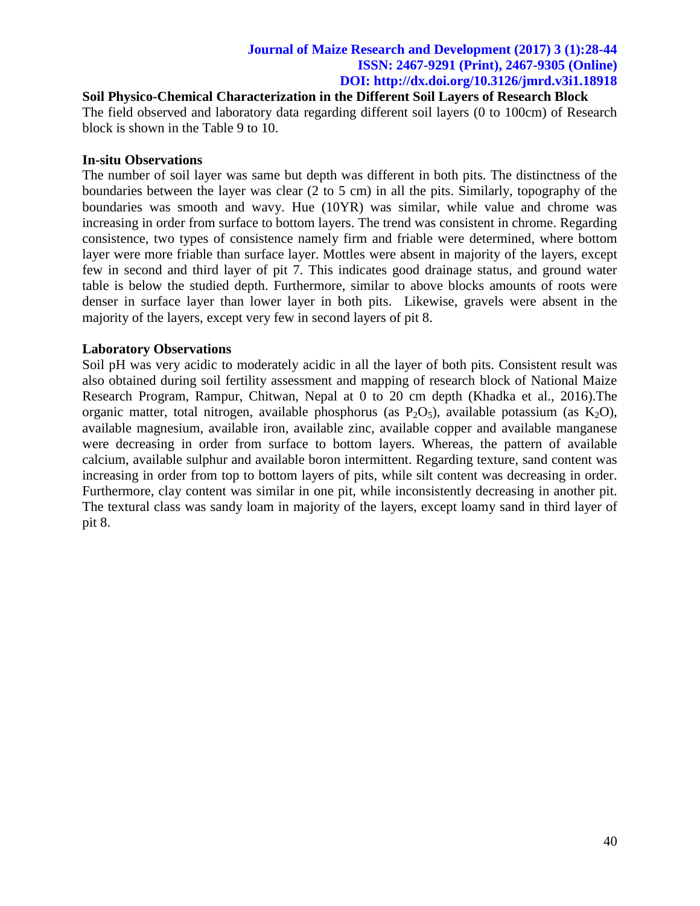**Soil Physico-Chemical Characterization in the Different Soil Layers of Research Block**

The field observed and laboratory data regarding different soil layers (0 to 100cm) of Research block is shown in the Table 9 to 10.

**In-situ Observations**

The number of soil layer was same but depth was different in both pits. The distinctness of the boundaries between the layer was clear (2 to 5 cm) in all the pits. Similarly, topography of the boundaries was smooth and wavy. Hue (10YR) was similar, while value and chrome was increasing in order from surface to bottom layers. The trend was consistent in chrome. Regarding consistence, two types of consistence namely firm and friable were determined, where bottom layer were more friable than surface layer. Mottles were absent in majority of the layers, except few in second and third layer of pit 7. This indicates good drainage status, and ground water table is below the studied depth. Furthermore, similar to above blocks amounts of roots were denser in surface layer than lower layer in both pits. Likewise, gravels were absent in the majority of the layers, except very few in second layers of pit 8.

**Laboratory Observations**

Soil pH was very acidic to moderately acidic in all the layer of both pits. Consistent result was also obtained during soil fertility assessment and mapping of research block of National Maize Research Program, Rampur, Chitwan, Nepal at 0 to 20 cm depth (Khadka et al., 2016).The organic matter, total nitrogen, available phosphorus (as $P_2O_5$), available potassium (as $K_2O$), available magnesium, available iron, available zinc, available copper and available manganese were decreasing in order from surface to bottom layers. Whereas, the pattern of available calcium, available sulphur and available boron intermittent. Regarding texture, sand content was increasing in order from top to bottom layers of pits, while silt content was decreasing in order. Furthermore, clay content was similar in one pit, while inconsistently decreasing in another pit. The textural class was sandy loam in majority of the layers, except loamy sand in third layer of pit 8.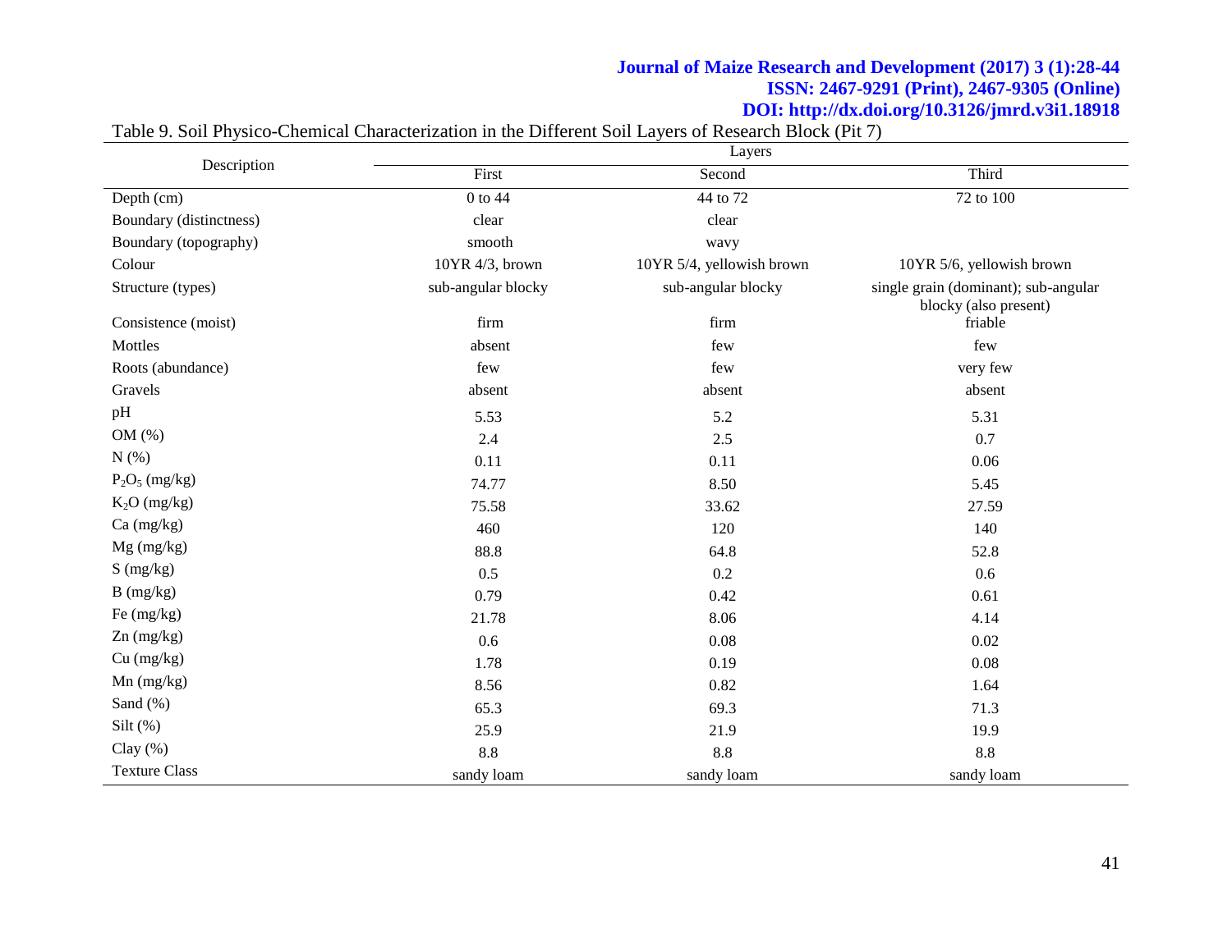Table 9. Soil Physico-Chemical Characterization in the Different Soil Layers of Research Block (Pit 7)

| Description | Layers | | |
|---|---|---|---|
| | First | Second | Third |
| Depth (cm) | 0 to 44 | 44 to 72 | 72 to 100 |
| Boundary (distinctness) | clear | clear | |
| Boundary (topography) | smooth | wavy | |
| Colour | 10YR 4/3, brown | 10YR 5/4, yellowish brown | 10YR 5/6, yellowish brown |
| Structure (types) | sub-angular blocky | sub-angular blocky | single grain (dominant); sub-angular blocky (also present) |
| Consistence (moist) | firm | firm | friable |
| Mottles | absent | few | few |
| Roots (abundance) | few | few | very few |
| Gravels | absent | absent | absent |
| pH | 5.53 | 5.2 | 5.31 |
| OM (%) | 2.4 | 2.5 | 0.7 |
| N (%) | 0.11 | 0.11 | 0.06 |
| $P_2O_5$ (mg/kg) | 74.77 | 8.50 | 5.45 |
| $K_2O$ (mg/kg) | 75.58 | 33.62 | 27.59 |
| Ca (mg/kg) | 460 | 120 | 140 |
| Mg (mg/kg) | 88.8 | 64.8 | 52.8 |
| S (mg/kg) | 0.5 | 0.2 | 0.6 |
| B (mg/kg) | 0.79 | 0.42 | 0.61 |
| Fe (mg/kg) | 21.78 | 8.06 | 4.14 |
| Zn (mg/kg) | 0.6 | 0.08 | 0.02 |
| Cu (mg/kg) | 1.78 | 0.19 | 0.08 |
| Mn (mg/kg) | 8.56 | 0.82 | 1.64 |
| Sand (%) | 65.3 | 69.3 | 71.3 |
| Silt (%) | 25.9 | 21.9 | 19.9 |
| Clay (%) | 8.8 | 8.8 | 8.8 |
| Texture Class | sandy loam | sandy loam | sandy loam |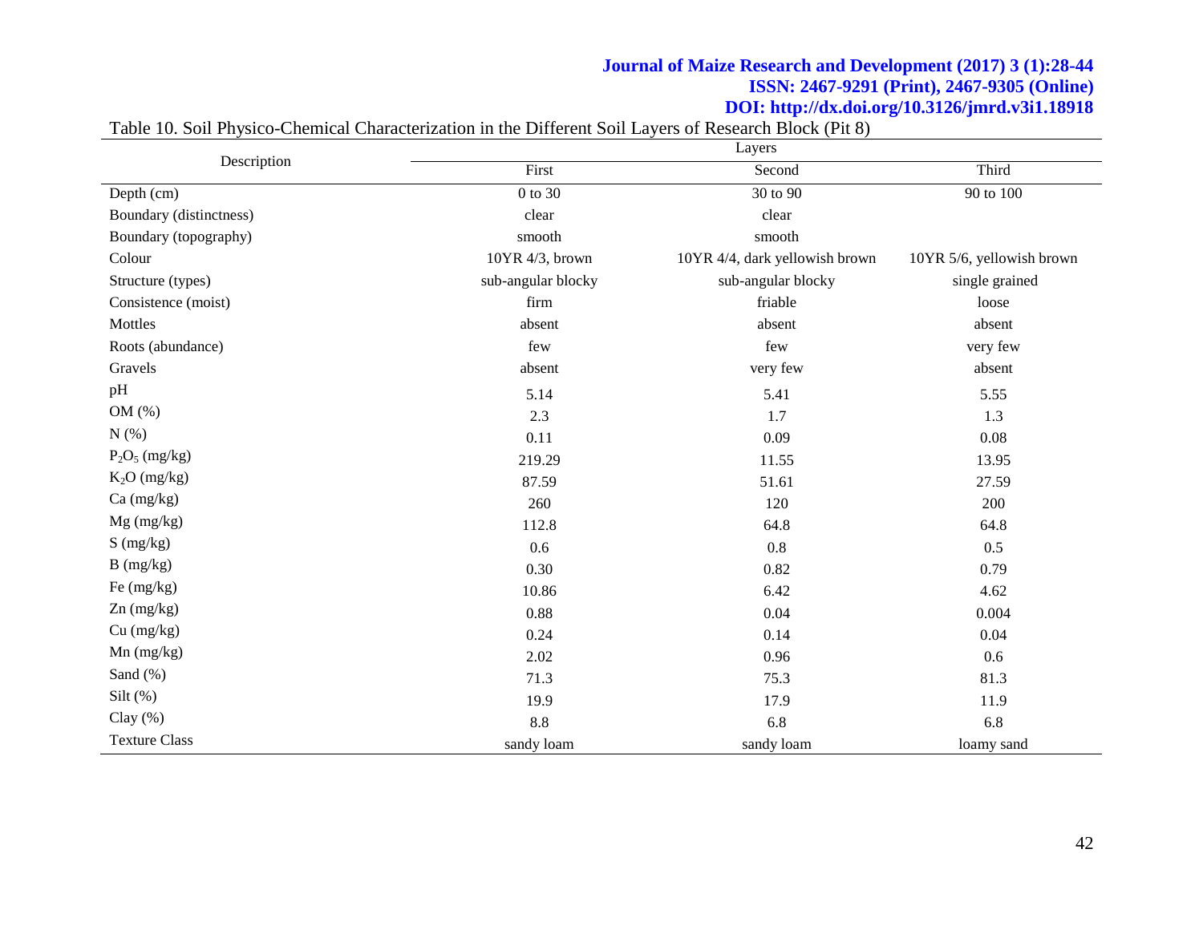Table 10. Soil Physico-Chemical Characterization in the Different Soil Layers of Research Block (Pit 8)

| Description | Layers | | |
|---|---|---|---|
| | First | Second | Third |
| Depth (cm) | 0 to 30 | 30 to 90 | 90 to 100 |
| Boundary (distinctness) | clear | clear | |
| Boundary (topography) | smooth | smooth | |
| Colour | 10YR 4/3, brown | 10YR 4/4, dark yellowish brown | 10YR 5/6, yellowish brown |
| Structure (types) | sub-angular blocky | sub-angular blocky | single grained |
| Consistence (moist) | firm | friable | loose |
| Mottles | absent | absent | absent |
| Roots (abundance) | few | few | very few |
| Gravels | absent | very few | absent |
| pH | 5.14 | 5.41 | 5.55 |
| OM (%) | 2.3 | 1.7 | 1.3 |
| N (%) | 0.11 | 0.09 | 0.08 |
| $P_2O_5$ (mg/kg) | 219.29 | 11.55 | 13.95 |
| $K_2O$ (mg/kg) | 87.59 | 51.61 | 27.59 |
| Ca (mg/kg) | 260 | 120 | 200 |
| Mg (mg/kg) | 112.8 | 64.8 | 64.8 |
| S (mg/kg) | 0.6 | 0.8 | 0.5 |
| B (mg/kg) | 0.30 | 0.82 | 0.79 |
| Fe (mg/kg) | 10.86 | 6.42 | 4.62 |
| Zn (mg/kg) | 0.88 | 0.04 | 0.004 |
| Cu (mg/kg) | 0.24 | 0.14 | 0.04 |
| Mn (mg/kg) | 2.02 | 0.96 | 0.6 |
| Sand (%) | 71.3 | 75.3 | 81.3 |
| Silt (%) | 19.9 | 17.9 | 11.9 |
| Clay (%) | 8.8 | 6.8 | 6.8 |
| Texture Class | sandy loam | sandy loam | loamy sand |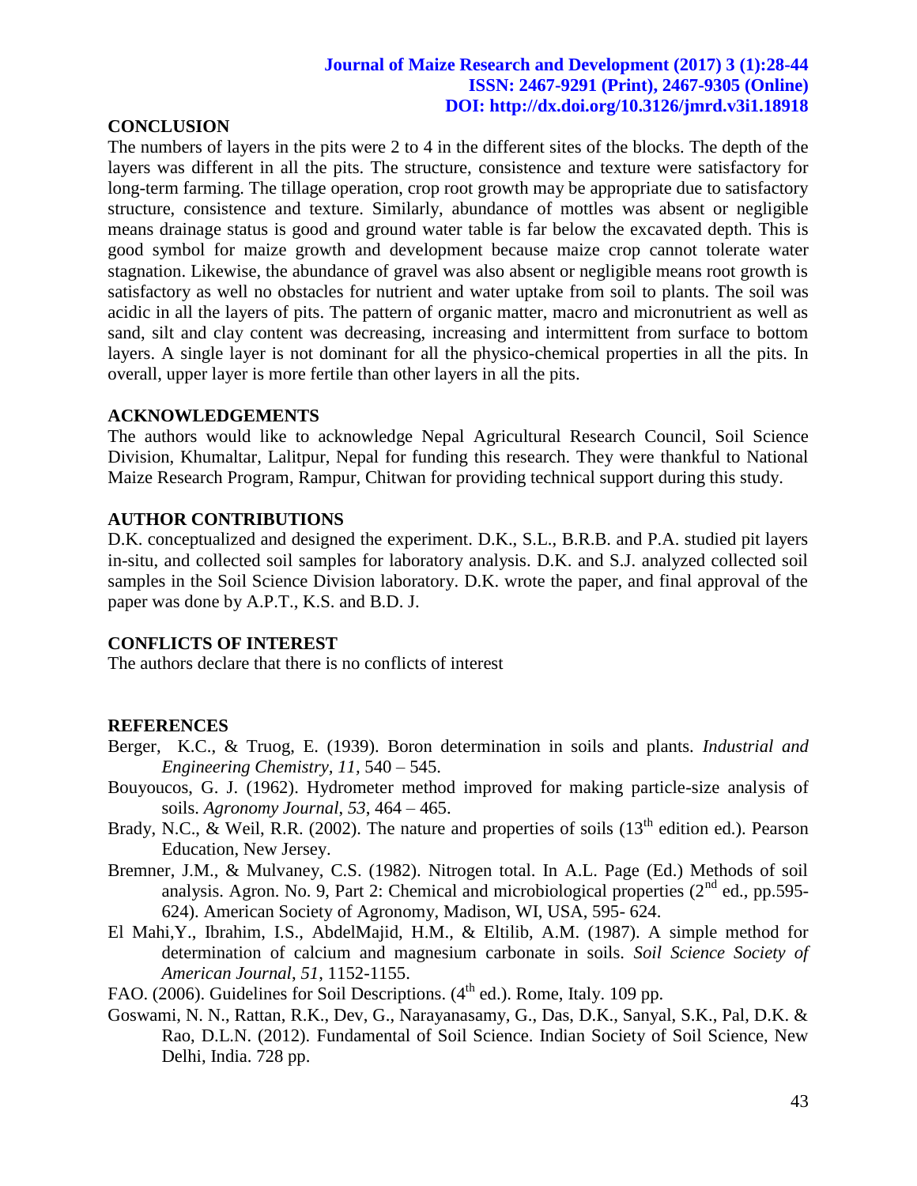## CONCLUSION

The numbers of layers in the pits were 2 to 4 in the different sites of the blocks. The depth of the layers was different in all the pits. The structure, consistence and texture were satisfactory for long-term farming. The tillage operation, crop root growth may be appropriate due to satisfactory structure, consistence and texture. Similarly, abundance of mottles was absent or negligible means drainage status is good and ground water table is far below the excavated depth. This is good symbol for maize growth and development because maize crop cannot tolerate water stagnation. Likewise, the abundance of gravel was also absent or negligible means root growth is satisfactory as well no obstacles for nutrient and water uptake from soil to plants. The soil was acidic in all the layers of pits. The pattern of organic matter, macro and micronutrient as well as sand, silt and clay content was decreasing, increasing and intermittent from surface to bottom layers. A single layer is not dominant for all the physico-chemical properties in all the pits. In overall, upper layer is more fertile than other layers in all the pits.

## ACKNOWLEDGEMENTS

The authors would like to acknowledge Nepal Agricultural Research Council, Soil Science Division, Khumaltar, Lalitpur, Nepal for funding this research. They were thankful to National Maize Research Program, Rampur, Chitwan for providing technical support during this study.

## AUTHOR CONTRIBUTIONS

D.K. conceptualized and designed the experiment. D.K., S.L., B.R.B. and P.A. studied pit layers in-situ, and collected soil samples for laboratory analysis. D.K. and S.J. analyzed collected soil samples in the Soil Science Division laboratory. D.K. wrote the paper, and final approval of the paper was done by A.P.T., K.S. and B.D. J.

## CONFLICTS OF INTEREST

The authors declare that there is no conflicts of interest

## REFERENCES

Berger, K.C., & Truog, E. (1939). Boron determination in soils and plants. *Industrial and Engineering Chemistry*, *11*, 540 – 545.

Bouyoucos, G. J. (1962). Hydrometer method improved for making particle-size analysis of soils. *Agronomy Journal*, *53*, 464 – 465.

Brady, N.C., & Weil, R.R. (2002). The nature and properties of soils (13th edition ed.). Pearson Education, New Jersey.

Bremner, J.M., & Mulvaney, C.S. (1982). Nitrogen total. In A.L. Page (Ed.) Methods of soil analysis. Agron. No. 9, Part 2: Chemical and microbiological properties (2nd ed., pp.595-624). American Society of Agronomy, Madison, WI, USA, 595- 624.

El Mahi,Y., Ibrahim, I.S., AbdelMajid, H.M., & Eltilib, A.M. (1987). A simple method for determination of calcium and magnesium carbonate in soils. *Soil Science Society of American Journal*, *51*, 1152-1155.

FAO. (2006). Guidelines for Soil Descriptions. (4th ed.). Rome, Italy. 109 pp.

Goswami, N. N., Rattan, R.K., Dev, G., Narayanasamy, G., Das, D.K., Sanyal, S.K., Pal, D.K. & Rao, D.L.N. (2012). Fundamental of Soil Science. Indian Society of Soil Science, New Delhi, India. 728 pp.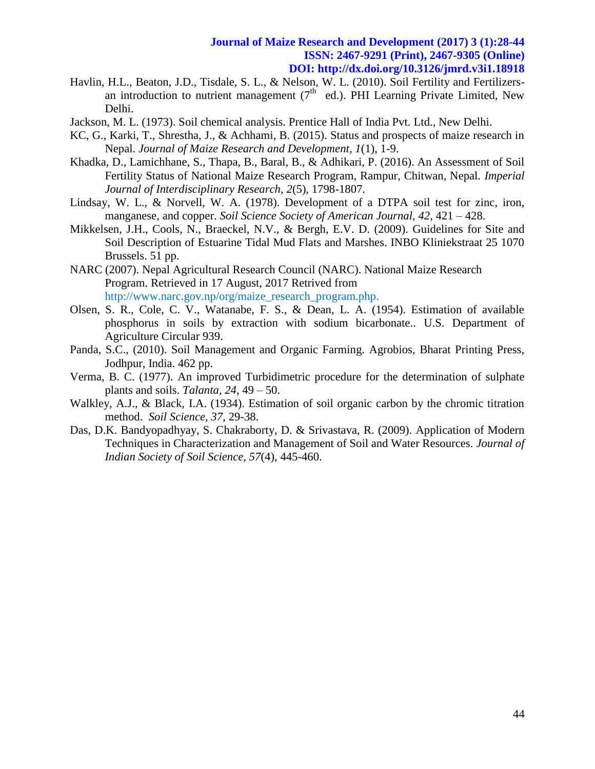Havlin, H.L., Beaton, J.D., Tisdale, S. L., & Nelson, W. L. (2010). Soil Fertility and Fertilizers-an introduction to nutrient management ($7^{th}$ ed.). PHI Learning Private Limited, New Delhi.

Jackson, M. L. (1973). Soil chemical analysis. Prentice Hall of India Pvt. Ltd., New Delhi.

KC, G., Karki, T., Shrestha, J., & Achhami, B. (2015). Status and prospects of maize research in Nepal. *Journal of Maize Research and Development*, *1*(1), 1-9.

Khadka, D., Lamichhane, S., Thapa, B., Baral, B., & Adhikari, P. (2016). An Assessment of Soil Fertility Status of National Maize Research Program, Rampur, Chitwan, Nepal. *Imperial Journal of Interdisciplinary Research*, *2*(5), 1798-1807.

Lindsay, W. L., & Norvell, W. A. (1978). Development of a DTPA soil test for zinc, iron, manganese, and copper. *Soil Science Society of American Journal*, *42*, 421 – 428.

Mikkelsen, J.H., Cools, N., Braeckel, N.V., & Bergh, E.V. D. (2009). Guidelines for Site and Soil Description of Estuarine Tidal Mud Flats and Marshes. INBO Kliniekstraat 25 1070 Brussels. 51 pp.

NARC (2007). Nepal Agricultural Research Council (NARC). National Maize Research Program. Retrieved in 17 August, 2017 Retrived from http://www.narc.gov.np/org/maize_research_program.php.

Olsen, S. R., Cole, C. V., Watanabe, F. S., & Dean, L. A. (1954). Estimation of available phosphorus in soils by extraction with sodium bicarbonate.. U.S. Department of Agriculture Circular 939.

Panda, S.C., (2010). Soil Management and Organic Farming. Agrobios, Bharat Printing Press, Jodhpur, India. 462 pp.

Verma, B. C. (1977). An improved Turbidimetric procedure for the determination of sulphate plants and soils. *Talanta*, *24*, 49 – 50.

Walkley, A.J., & Black, I.A. (1934). Estimation of soil organic carbon by the chromic titration method. *Soil Science*, *37*, 29-38.

Das, D.K. Bandyopadhyay, S. Chakraborty, D. & Srivastava, R. (2009). Application of Modern Techniques in Characterization and Management of Soil and Water Resources. *Journal of Indian Society of Soil Science*, *57*(4), 445-460.